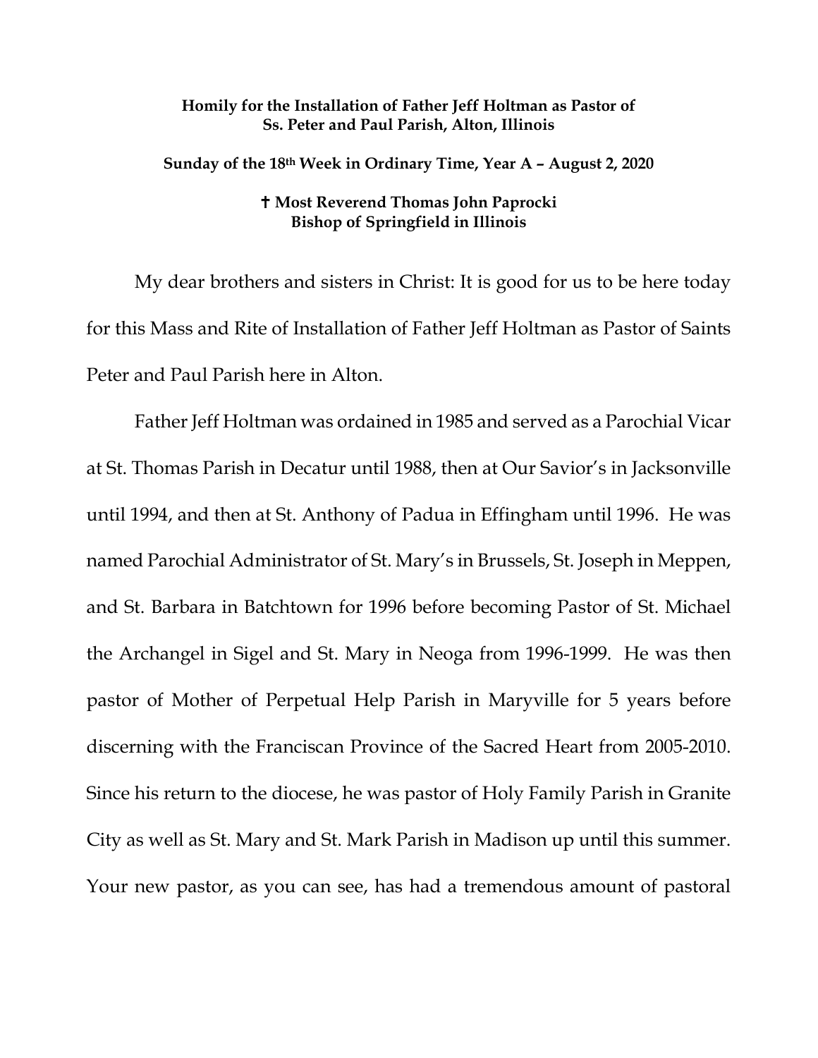**Homily for the Installation of Father Jeff Holtman as Pastor of Ss. Peter and Paul Parish, Alton, Illinois**

**Sunday of the 18th Week in Ordinary Time, Year A – August 2, 2020**

**✝ Most Reverend Thomas John Paprocki**
**Bishop of Springfield in Illinois**

My dear brothers and sisters in Christ: It is good for us to be here today for this Mass and Rite of Installation of Father Jeff Holtman as Pastor of Saints Peter and Paul Parish here in Alton.

Father Jeff Holtman was ordained in 1985 and served as a Parochial Vicar at St. Thomas Parish in Decatur until 1988, then at Our Savior's in Jacksonville until 1994, and then at St. Anthony of Padua in Effingham until 1996. He was named Parochial Administrator of St. Mary's in Brussels, St. Joseph in Meppen, and St. Barbara in Batchtown for 1996 before becoming Pastor of St. Michael the Archangel in Sigel and St. Mary in Neoga from 1996-1999. He was then pastor of Mother of Perpetual Help Parish in Maryville for 5 years before discerning with the Franciscan Province of the Sacred Heart from 2005-2010. Since his return to the diocese, he was pastor of Holy Family Parish in Granite City as well as St. Mary and St. Mark Parish in Madison up until this summer. Your new pastor, as you can see, has had a tremendous amount of pastoral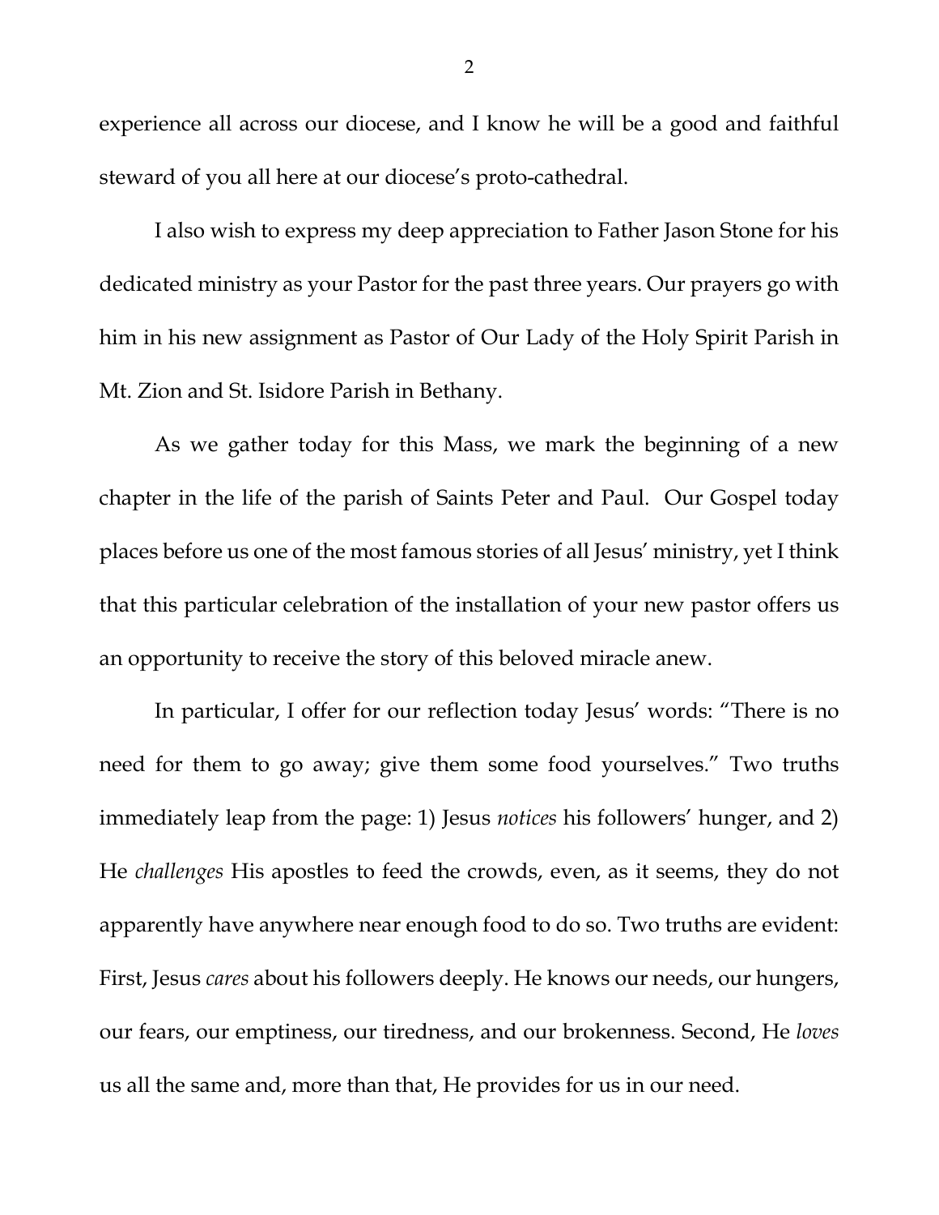experience all across our diocese, and I know he will be a good and faithful steward of you all here at our diocese's proto-cathedral.

I also wish to express my deep appreciation to Father Jason Stone for his dedicated ministry as your Pastor for the past three years. Our prayers go with him in his new assignment as Pastor of Our Lady of the Holy Spirit Parish in Mt. Zion and St. Isidore Parish in Bethany.

As we gather today for this Mass, we mark the beginning of a new chapter in the life of the parish of Saints Peter and Paul. Our Gospel today places before us one of the most famous stories of all Jesus' ministry, yet I think that this particular celebration of the installation of your new pastor offers us an opportunity to receive the story of this beloved miracle anew.

In particular, I offer for our reflection today Jesus' words: "There is no need for them to go away; give them some food yourselves." Two truths immediately leap from the page: 1) Jesus *notices* his followers' hunger, and 2) He *challenges* His apostles to feed the crowds, even, as it seems, they do not apparently have anywhere near enough food to do so. Two truths are evident: First, Jesus *cares* about his followers deeply. He knows our needs, our hungers, our fears, our emptiness, our tiredness, and our brokenness. Second, He *loves* us all the same and, more than that, He provides for us in our need.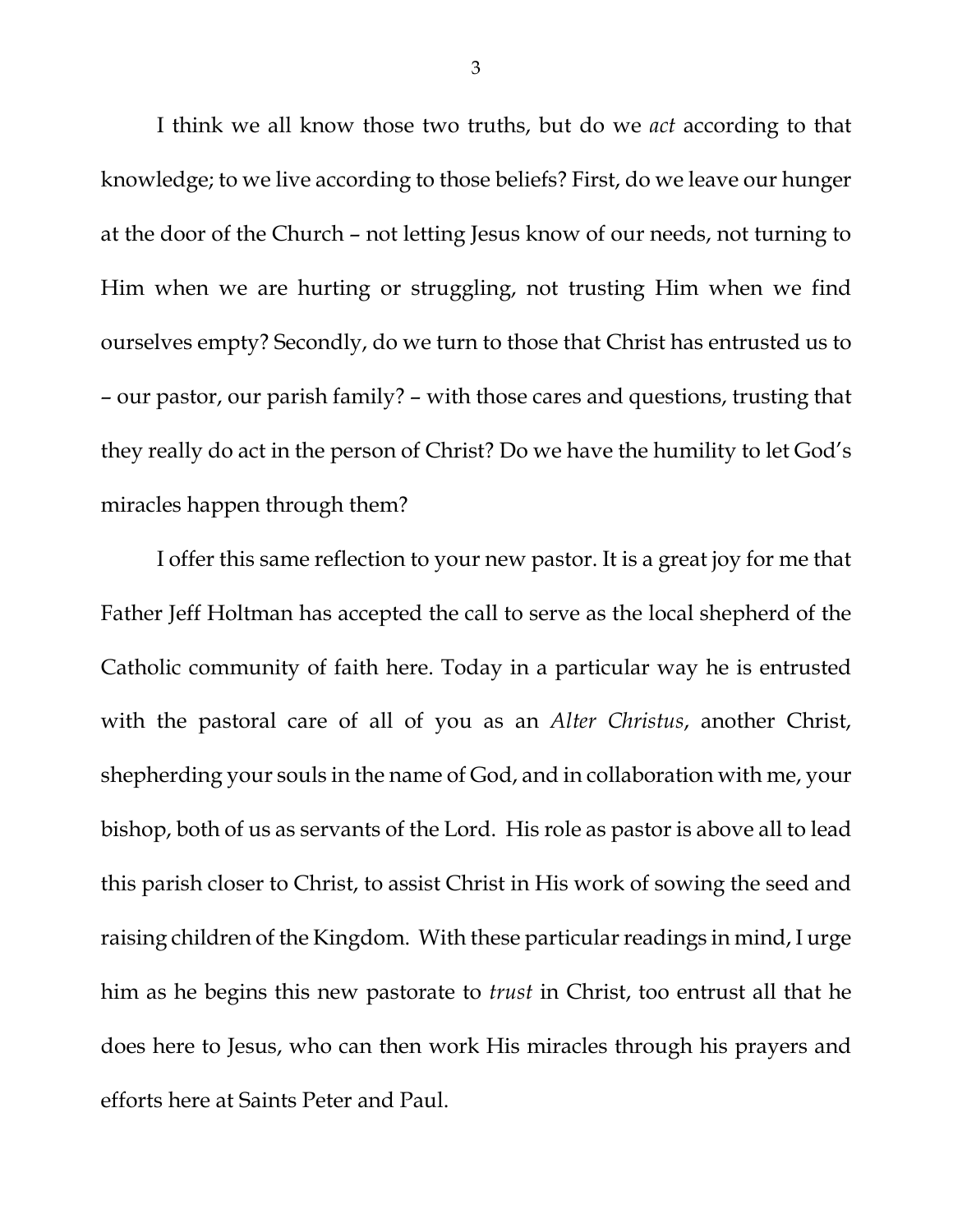I think we all know those two truths, but do we *act* according to that knowledge; to we live according to those beliefs? First, do we leave our hunger at the door of the Church – not letting Jesus know of our needs, not turning to Him when we are hurting or struggling, not trusting Him when we find ourselves empty? Secondly, do we turn to those that Christ has entrusted us to – our pastor, our parish family? – with those cares and questions, trusting that they really do act in the person of Christ? Do we have the humility to let God's miracles happen through them?

I offer this same reflection to your new pastor. It is a great joy for me that Father Jeff Holtman has accepted the call to serve as the local shepherd of the Catholic community of faith here. Today in a particular way he is entrusted with the pastoral care of all of you as an *Alter Christus*, another Christ, shepherding your souls in the name of God, and in collaboration with me, your bishop, both of us as servants of the Lord. His role as pastor is above all to lead this parish closer to Christ, to assist Christ in His work of sowing the seed and raising children of the Kingdom. With these particular readings in mind, I urge him as he begins this new pastorate to *trust* in Christ, too entrust all that he does here to Jesus, who can then work His miracles through his prayers and efforts here at Saints Peter and Paul.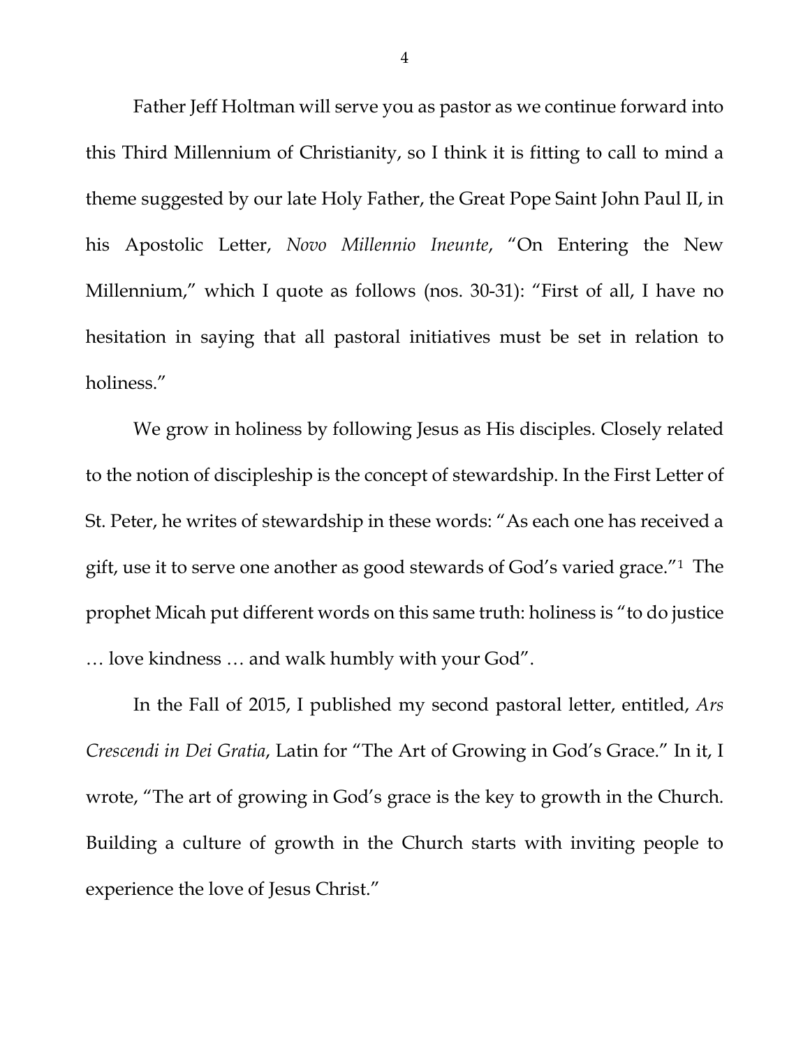Father Jeff Holtman will serve you as pastor as we continue forward into this Third Millennium of Christianity, so I think it is fitting to call to mind a theme suggested by our late Holy Father, the Great Pope Saint John Paul II, in his Apostolic Letter, *Novo Millennio Ineunte*, "On Entering the New Millennium," which I quote as follows (nos. 30-31): "First of all, I have no hesitation in saying that all pastoral initiatives must be set in relation to holiness."

We grow in holiness by following Jesus as His disciples. Closely related to the notion of discipleship is the concept of stewardship. In the First Letter of St. Peter, he writes of stewardship in these words: "As each one has received a gift, use it to serve one another as good stewards of God's varied grace."[1] The prophet Micah put different words on this same truth: holiness is "to do justice … love kindness … and walk humbly with your God".

In the Fall of 2015, I published my second pastoral letter, entitled, *Ars Crescendi in Dei Gratia*, Latin for "The Art of Growing in God's Grace." In it, I wrote, "The art of growing in God's grace is the key to growth in the Church. Building a culture of growth in the Church starts with inviting people to experience the love of Jesus Christ."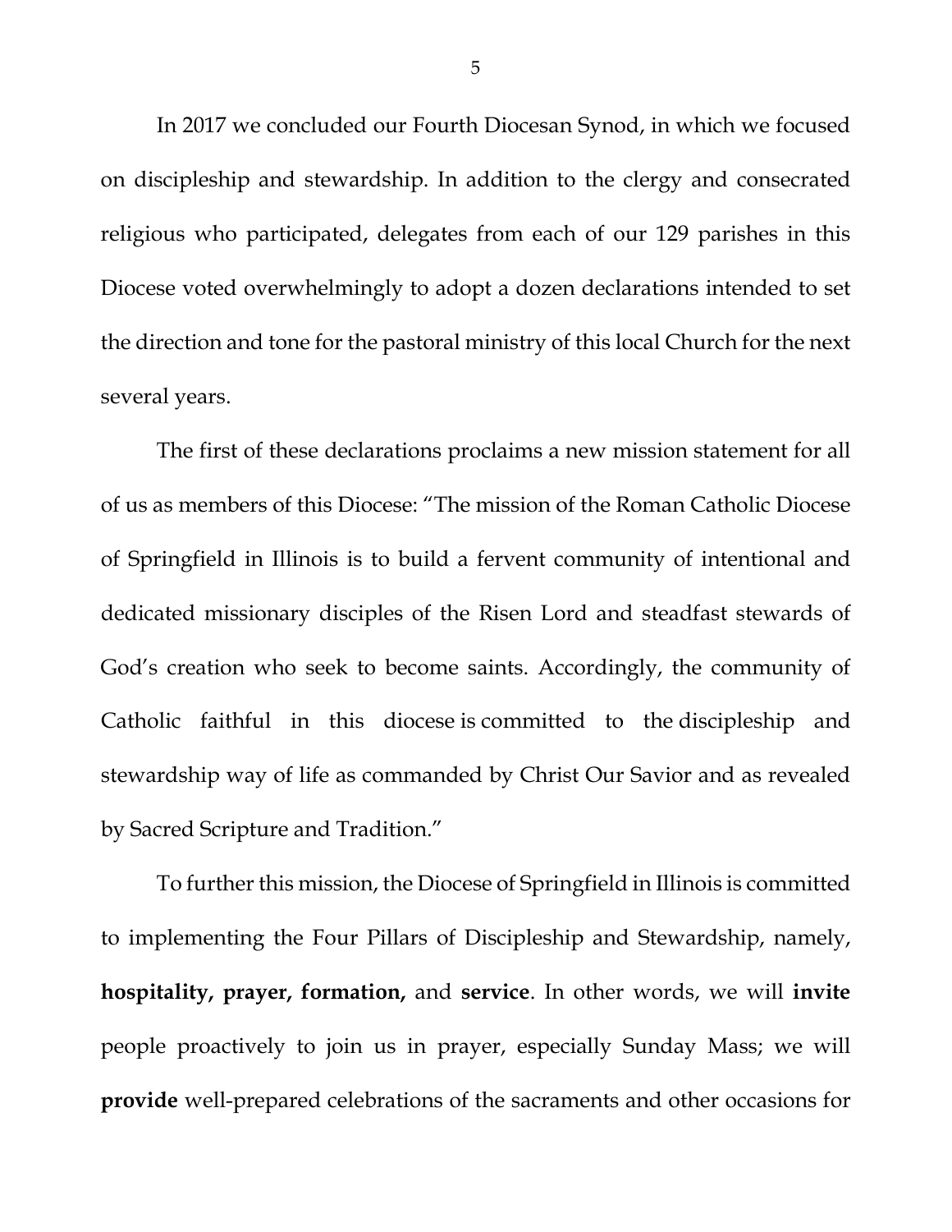In 2017 we concluded our Fourth Diocesan Synod, in which we focused on discipleship and stewardship. In addition to the clergy and consecrated religious who participated, delegates from each of our 129 parishes in this Diocese voted overwhelmingly to adopt a dozen declarations intended to set the direction and tone for the pastoral ministry of this local Church for the next several years.

The first of these declarations proclaims a new mission statement for all of us as members of this Diocese: "The mission of the Roman Catholic Diocese of Springfield in Illinois is to build a fervent community of intentional and dedicated missionary disciples of the Risen Lord and steadfast stewards of God's creation who seek to become saints. Accordingly, the community of Catholic faithful in this diocese is committed to the discipleship and stewardship way of life as commanded by Christ Our Savior and as revealed by Sacred Scripture and Tradition."

To further this mission, the Diocese of Springfield in Illinois is committed to implementing the Four Pillars of Discipleship and Stewardship, namely, **hospitality, prayer, formation,** and **service**. In other words, we will **invite** people proactively to join us in prayer, especially Sunday Mass; we will **provide** well-prepared celebrations of the sacraments and other occasions for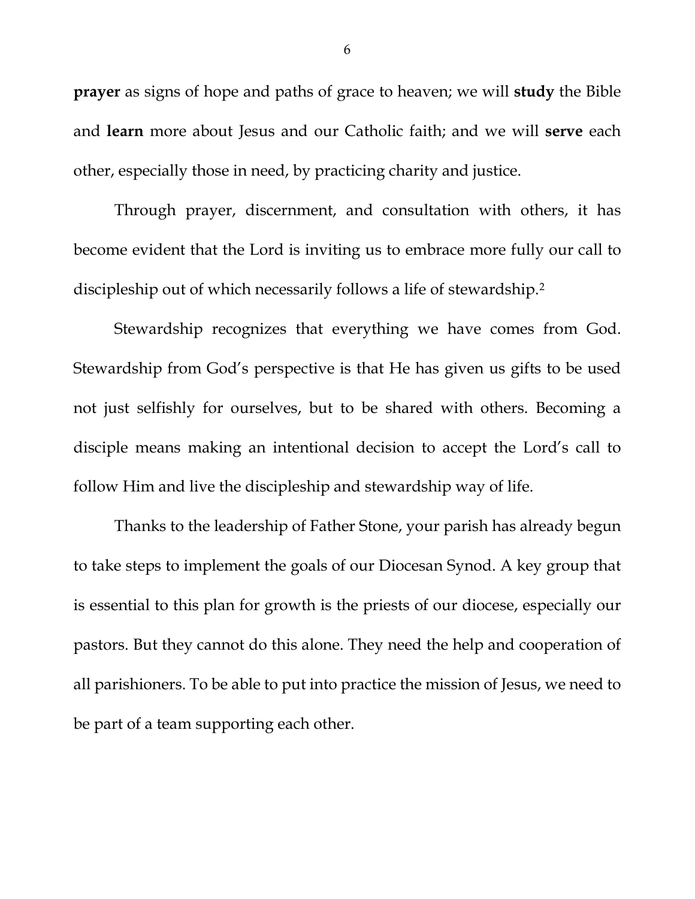**prayer** as signs of hope and paths of grace to heaven; we will **study** the Bible and **learn** more about Jesus and our Catholic faith; and we will **serve** each other, especially those in need, by practicing charity and justice.

Through prayer, discernment, and consultation with others, it has become evident that the Lord is inviting us to embrace more fully our call to discipleship out of which necessarily follows a life of stewardship.[2]

Stewardship recognizes that everything we have comes from God. Stewardship from God's perspective is that He has given us gifts to be used not just selfishly for ourselves, but to be shared with others. Becoming a disciple means making an intentional decision to accept the Lord's call to follow Him and live the discipleship and stewardship way of life.

Thanks to the leadership of Father Stone, your parish has already begun to take steps to implement the goals of our Diocesan Synod. A key group that is essential to this plan for growth is the priests of our diocese, especially our pastors. But they cannot do this alone. They need the help and cooperation of all parishioners. To be able to put into practice the mission of Jesus, we need to be part of a team supporting each other.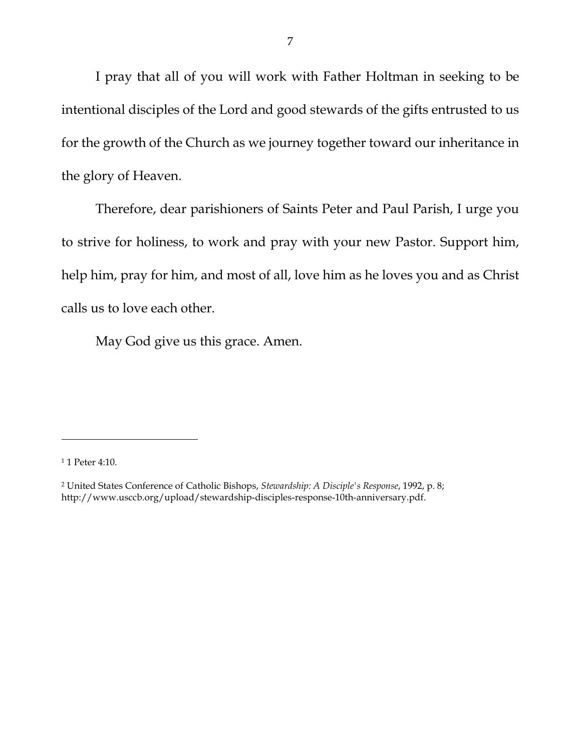I pray that all of you will work with Father Holtman in seeking to be intentional disciples of the Lord and good stewards of the gifts entrusted to us for the growth of the Church as we journey together toward our inheritance in the glory of Heaven.

Therefore, dear parishioners of Saints Peter and Paul Parish, I urge you to strive for holiness, to work and pray with your new Pastor. Support him, help him, pray for him, and most of all, love him as he loves you and as Christ calls us to love each other.

May God give us this grace. Amen.

---

[1] 1 Peter 4:10.

[2] United States Conference of Catholic Bishops, *Stewardship: A Disciple's Response*, 1992, p. 8; http://www.usccb.org/upload/stewardship-disciples-response-10th-anniversary.pdf.